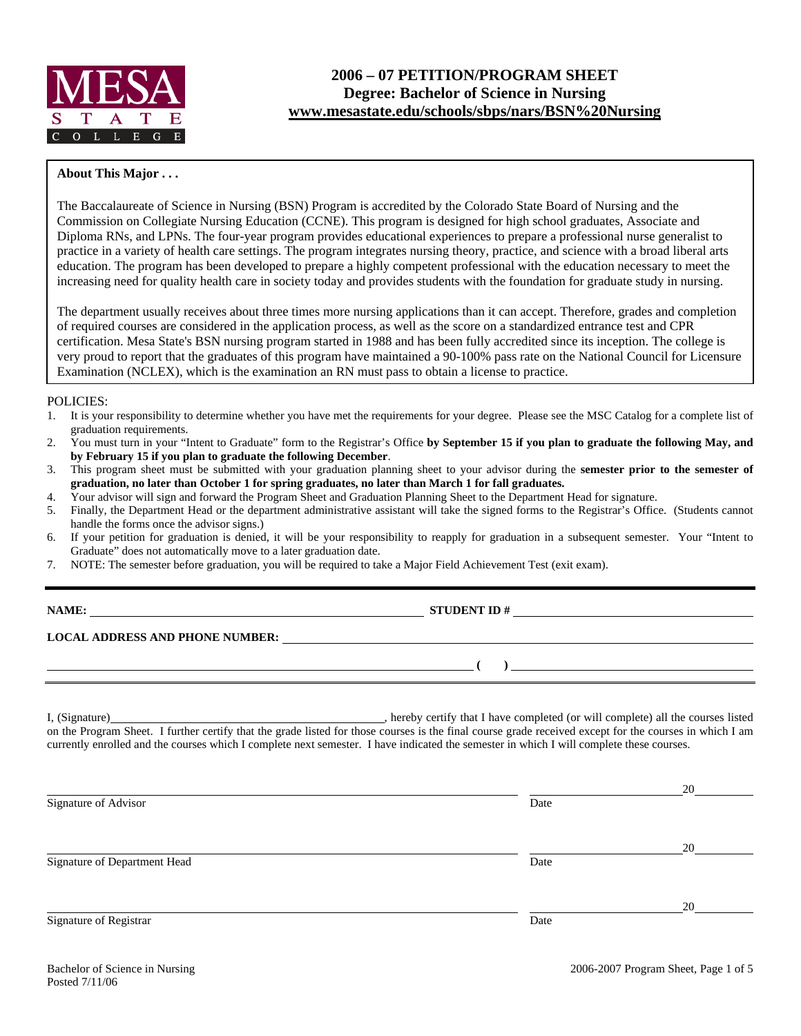MESA STATE COLLEGE

# 2006 – 07 PETITION/PROGRAM SHEET
## Degree: Bachelor of Science in Nursing
**www.mesastate.edu/schools/sbps/nars/BSN%20Nursing**

**About This Major . . .**

The Baccalaureate of Science in Nursing (BSN) Program is accredited by the Colorado State Board of Nursing and the Commission on Collegiate Nursing Education (CCNE). This program is designed for high school graduates, Associate and Diploma RNs, and LPNs. The four-year program provides educational experiences to prepare a professional nurse generalist to practice in a variety of health care settings. The program integrates nursing theory, practice, and science with a broad liberal arts education. The program has been developed to prepare a highly competent professional with the education necessary to meet the increasing need for quality health care in society today and provides students with the foundation for graduate study in nursing.

The department usually receives about three times more nursing applications than it can accept. Therefore, grades and completion of required courses are considered in the application process, as well as the score on a standardized entrance test and CPR certification. Mesa State's BSN nursing program started in 1988 and has been fully accredited since its inception. The college is very proud to report that the graduates of this program have maintained a 90-100% pass rate on the National Council for Licensure Examination (NCLEX), which is the examination an RN must pass to obtain a license to practice.

POLICIES:

1. It is your responsibility to determine whether you have met the requirements for your degree. Please see the MSC Catalog for a complete list of graduation requirements.
2. You must turn in your "Intent to Graduate" form to the Registrar's Office **by September 15 if you plan to graduate the following May, and by February 15 if you plan to graduate the following December**.
3. This program sheet must be submitted with your graduation planning sheet to your advisor during the **semester prior to the semester of graduation, no later than October 1 for spring graduates, no later than March 1 for fall graduates.**
4. Your advisor will sign and forward the Program Sheet and Graduation Planning Sheet to the Department Head for signature.
5. Finally, the Department Head or the department administrative assistant will take the signed forms to the Registrar's Office. (Students cannot handle the forms once the advisor signs.)
6. If your petition for graduation is denied, it will be your responsibility to reapply for graduation in a subsequent semester. Your "Intent to Graduate" does not automatically move to a later graduation date.
7. NOTE: The semester before graduation, you will be required to take a Major Field Achievement Test (exit exam).

**NAME:** ______________________ **STUDENT ID #** ______________________

**LOCAL ADDRESS AND PHONE NUMBER:** ______________________

______________________ **( )** ______________________

I, (Signature)______________________, hereby certify that I have completed (or will complete) all the courses listed on the Program Sheet. I further certify that the grade listed for those courses is the final course grade received except for the courses in which I am currently enrolled and the courses which I complete next semester. I have indicated the semester in which I will complete these courses.

______________________ Signature of Advisor — Date ____________ 20____

______________________ Signature of Department Head — Date ____________ 20____

______________________ Signature of Registrar — Date ____________ 20____

Bachelor of Science in Nursing
Posted 7/11/06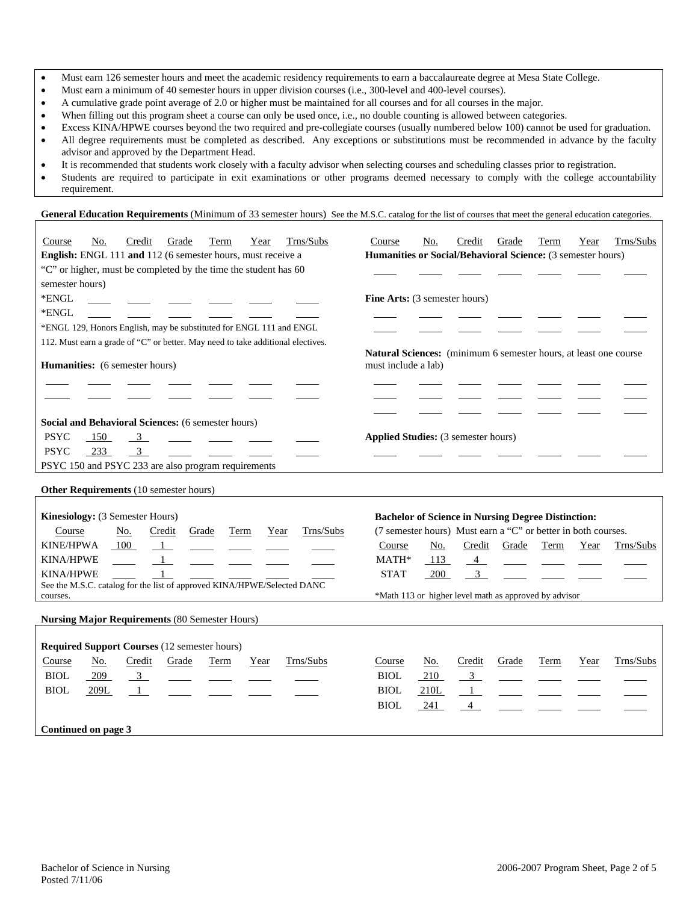- Must earn 126 semester hours and meet the academic residency requirements to earn a baccalaureate degree at Mesa State College.
- Must earn a minimum of 40 semester hours in upper division courses (i.e., 300-level and 400-level courses).
- A cumulative grade point average of 2.0 or higher must be maintained for all courses and for all courses in the major.
- When filling out this program sheet a course can only be used once, i.e., no double counting is allowed between categories.
- Excess KINA/HPWE courses beyond the two required and pre-collegiate courses (usually numbered below 100) cannot be used for graduation.
- All degree requirements must be completed as described. Any exceptions or substitutions must be recommended in advance by the faculty advisor and approved by the Department Head.
- It is recommended that students work closely with a faculty advisor when selecting courses and scheduling classes prior to registration.
- Students are required to participate in exit examinations or other programs deemed necessary to comply with the college accountability requirement.

**General Education Requirements** (Minimum of 33 semester hours) See the M.S.C. catalog for the list of courses that meet the general education categories.

**English:** ENGL 111 **and** 112 (6 semester hours, must receive a "C" or higher, must be completed by the time the student has 60 semester hours)

| Course | No. | Credit | Grade | Term | Year | Trns/Subs |
|---|---|---|---|---|---|---|
| *ENGL | | | | | | |
| *ENGL | | | | | | |

*ENGL 129, Honors English, may be substituted for ENGL 111 and ENGL 112. Must earn a grade of "C" or better. May need to take additional electives.

**Humanities:** (6 semester hours)

| Course | No. | Credit | Grade | Term | Year | Trns/Subs |
|---|---|---|---|---|---|---|
| | | | | | | |
| | | | | | | |

**Social and Behavioral Sciences:** (6 semester hours)

| Course | No. | Credit | Grade | Term | Year | Trns/Subs |
|---|---|---|---|---|---|---|
| PSYC | 150 | 3 | | | | |
| PSYC | 233 | 3 | | | | |

PSYC 150 and PSYC 233 are also program requirements

**Humanities or Social/Behavioral Science:** (3 semester hours)

| Course | No. | Credit | Grade | Term | Year | Trns/Subs |
|---|---|---|---|---|---|---|
| | | | | | | |

**Fine Arts:** (3 semester hours)

| Course | No. | Credit | Grade | Term | Year | Trns/Subs |
|---|---|---|---|---|---|---|
| | | | | | | |
| | | | | | | |

**Natural Sciences:** (minimum 6 semester hours, at least one course must include a lab)

| Course | No. | Credit | Grade | Term | Year | Trns/Subs |
|---|---|---|---|---|---|---|
| | | | | | | |
| | | | | | | |
| | | | | | | |

**Applied Studies:** (3 semester hours)

| Course | No. | Credit | Grade | Term | Year | Trns/Subs |
|---|---|---|---|---|---|---|
| | | | | | | |

**Other Requirements** (10 semester hours)

**Kinesiology:** (3 Semester Hours)

| Course | No. | Credit | Grade | Term | Year | Trns/Subs |
|---|---|---|---|---|---|---|
| KINE/HPWA | 100 | 1 | | | | |
| KINA/HPWE | | 1 | | | | |
| KINA/HPWE | | 1 | | | | |

See the M.S.C. catalog for the list of approved KINA/HPWE/Selected DANC courses.

**Bachelor of Science in Nursing Degree Distinction:**
(7 semester hours) Must earn a "C" or better in both courses.

| Course | No. | Credit | Grade | Term | Year | Trns/Subs |
|---|---|---|---|---|---|---|
| MATH* | 113 | 4 | | | | |
| STAT | 200 | 3 | | | | |

*Math 113 or higher level math as approved by advisor

**Nursing Major Requirements** (80 Semester Hours)

**Required Support Courses** (12 semester hours)

| Course | No. | Credit | Grade | Term | Year | Trns/Subs |
|---|---|---|---|---|---|---|
| BIOL | 209 | 3 | | | | |
| BIOL | 209L | 1 | | | | |
| BIOL | 210 | 3 | | | | |
| BIOL | 210L | 1 | | | | |
| BIOL | 241 | 4 | | | | |

**Continued on page 3**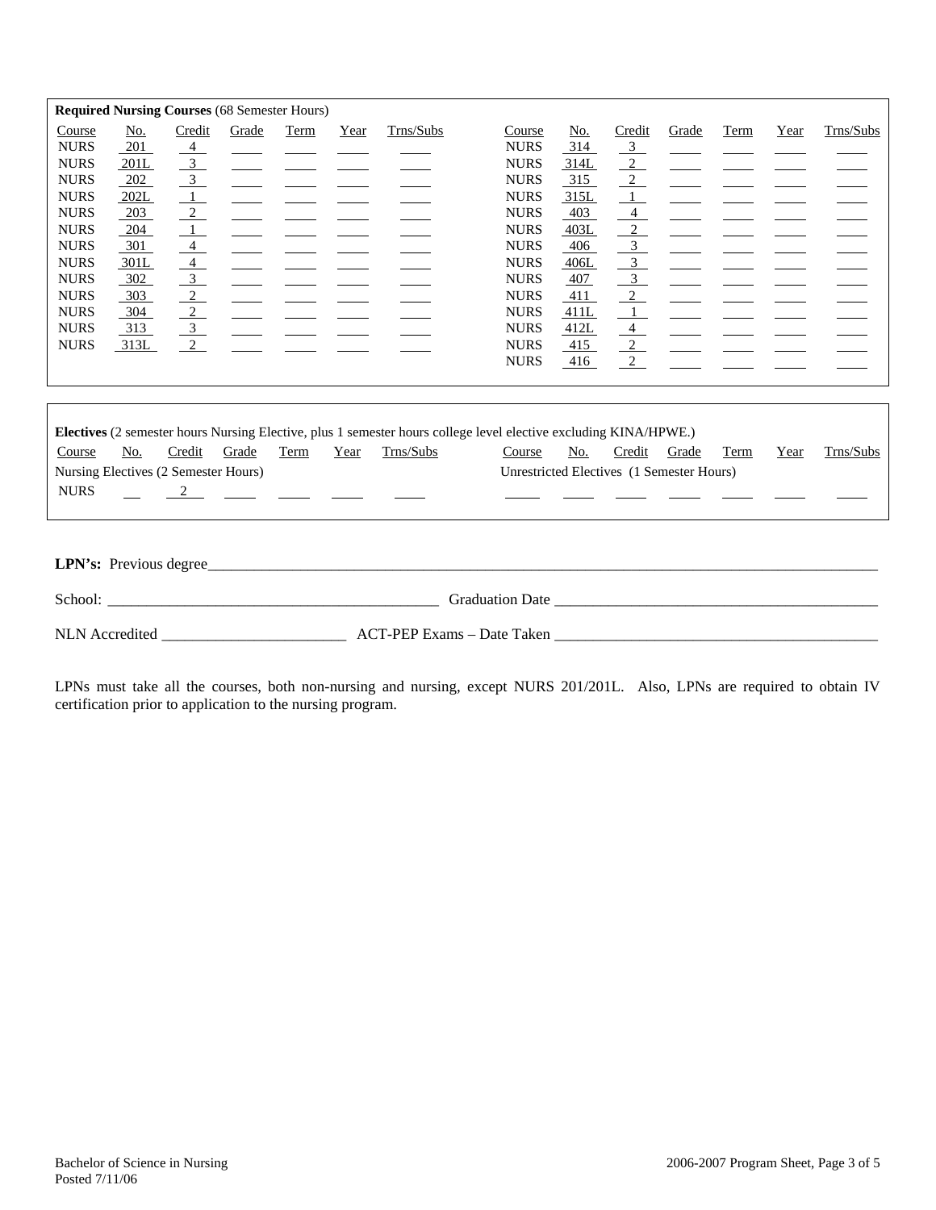**Required Nursing Courses** (68 Semester Hours)

| Course | No. | Credit | Grade | Term | Year | Trns/Subs | Course | No. | Credit | Grade | Term | Year | Trns/Subs |
|---|---|---|---|---|---|---|---|---|---|---|---|---|---|
| NURS | 201 | 4 | | | | | NURS | 314 | 3 | | | | |
| NURS | 201L | 3 | | | | | NURS | 314L | 2 | | | | |
| NURS | 202 | 3 | | | | | NURS | 315 | 2 | | | | |
| NURS | 202L | 1 | | | | | NURS | 315L | 1 | | | | |
| NURS | 203 | 2 | | | | | NURS | 403 | 4 | | | | |
| NURS | 204 | 1 | | | | | NURS | 403L | 2 | | | | |
| NURS | 301 | 4 | | | | | NURS | 406 | 3 | | | | |
| NURS | 301L | 4 | | | | | NURS | 406L | 3 | | | | |
| NURS | 302 | 3 | | | | | NURS | 407 | 3 | | | | |
| NURS | 303 | 2 | | | | | NURS | 411 | 2 | | | | |
| NURS | 304 | 2 | | | | | NURS | 411L | 1 | | | | |
| NURS | 313 | 3 | | | | | NURS | 412L | 4 | | | | |
| NURS | 313L | 2 | | | | | NURS | 415 | 2 | | | | |
| | | | | | | | NURS | 416 | 2 | | | | |

**Electives** (2 semester hours Nursing Elective, plus 1 semester hours college level elective excluding KINA/HPWE.)

| Course | No. | Credit | Grade | Term | Year | Trns/Subs | Course | No. | Credit | Grade | Term | Year | Trns/Subs |
|---|---|---|---|---|---|---|---|---|---|---|---|---|---|
| Nursing Electives (2 Semester Hours) | | | | | | | Unrestricted Electives (1 Semester Hours) | | | | | | |
| NURS | | 2 | | | | | | | | | | | |

**LPN's:** Previous degree\_\_\_\_\_\_\_\_\_\_\_\_\_\_\_\_\_\_\_\_\_\_\_\_\_\_\_\_\_\_\_\_\_\_\_\_\_\_\_\_

School: \_\_\_\_\_\_\_\_\_\_\_\_\_\_\_\_\_\_\_\_\_\_\_\_\_\_\_\_ Graduation Date \_\_\_\_\_\_\_\_\_\_\_\_\_\_\_\_\_\_\_\_\_\_\_\_\_\_\_\_

NLN Accredited \_\_\_\_\_\_\_\_\_\_\_\_\_\_\_\_\_\_ ACT-PEP Exams – Date Taken \_\_\_\_\_\_\_\_\_\_\_\_\_\_\_\_\_\_\_\_\_\_\_\_\_\_\_\_

LPNs must take all the courses, both non-nursing and nursing, except NURS 201/201L. Also, LPNs are required to obtain IV certification prior to application to the nursing program.

Bachelor of Science in Nursing
Posted 7/11/06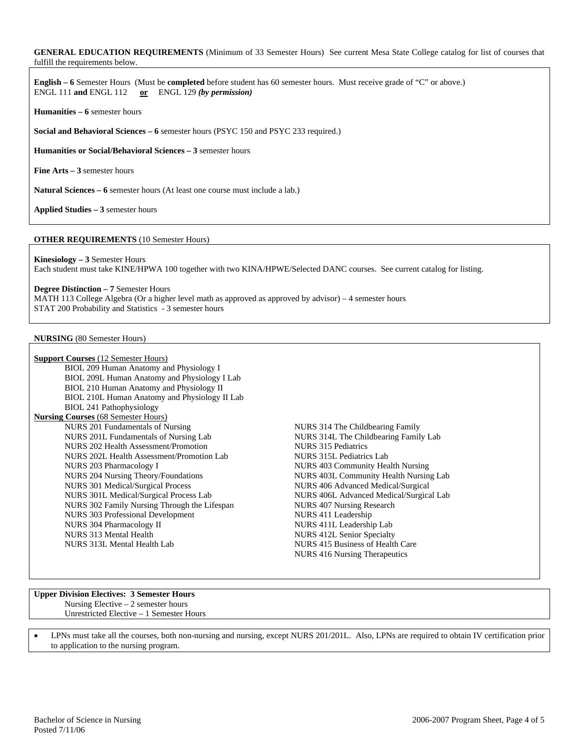**GENERAL EDUCATION REQUIREMENTS** (Minimum of 33 Semester Hours) See current Mesa State College catalog for list of courses that fulfill the requirements below.

**English – 6** Semester Hours (Must be **completed** before student has 60 semester hours. Must receive grade of "C" or above.)
ENGL 111 **and** ENGL 112 **or** ENGL 129 ***(by permission)***

**Humanities – 6** semester hours

**Social and Behavioral Sciences – 6** semester hours (PSYC 150 and PSYC 233 required.)

**Humanities or Social/Behavioral Sciences – 3** semester hours

**Fine Arts – 3** semester hours

**Natural Sciences – 6** semester hours (At least one course must include a lab.)

**Applied Studies – 3** semester hours

**OTHER REQUIREMENTS** (10 Semester Hours)

**Kinesiology – 3** Semester Hours
Each student must take KINE/HPWA 100 together with two KINA/HPWE/Selected DANC courses. See current catalog for listing.

**Degree Distinction – 7** Semester Hours
MATH 113 College Algebra (Or a higher level math as approved as approved by advisor) – 4 semester hours
STAT 200 Probability and Statistics - 3 semester hours

**NURSING** (80 Semester Hours)

**Support Courses** (12 Semester Hours)

- BIOL 209 Human Anatomy and Physiology I
- BIOL 209L Human Anatomy and Physiology I Lab
- BIOL 210 Human Anatomy and Physiology II
- BIOL 210L Human Anatomy and Physiology II Lab
- BIOL 241 Pathophysiology

**Nursing Courses** (68 Semester Hours)

- NURS 201 Fundamentals of Nursing
- NURS 201L Fundamentals of Nursing Lab
- NURS 202 Health Assessment/Promotion
- NURS 202L Health Assessment/Promotion Lab
- NURS 203 Pharmacology I
- NURS 204 Nursing Theory/Foundations
- NURS 301 Medical/Surgical Process
- NURS 301L Medical/Surgical Process Lab
- NURS 302 Family Nursing Through the Lifespan
- NURS 303 Professional Development
- NURS 304 Pharmacology II
- NURS 313 Mental Health
- NURS 313L Mental Health Lab
- NURS 314 The Childbearing Family
- NURS 314L The Childbearing Family Lab
- NURS 315 Pediatrics
- NURS 315L Pediatrics Lab
- NURS 403 Community Health Nursing
- NURS 403L Community Health Nursing Lab
- NURS 406 Advanced Medical/Surgical
- NURS 406L Advanced Medical/Surgical Lab
- NURS 407 Nursing Research
- NURS 411 Leadership
- NURS 411L Leadership Lab
- NURS 412L Senior Specialty
- NURS 415 Business of Health Care
- NURS 416 Nursing Therapeutics

**Upper Division Electives: 3 Semester Hours**

- Nursing Elective – 2 semester hours
- Unrestricted Elective – 1 Semester Hours

- LPNs must take all the courses, both non-nursing and nursing, except NURS 201/201L. Also, LPNs are required to obtain IV certification prior to application to the nursing program.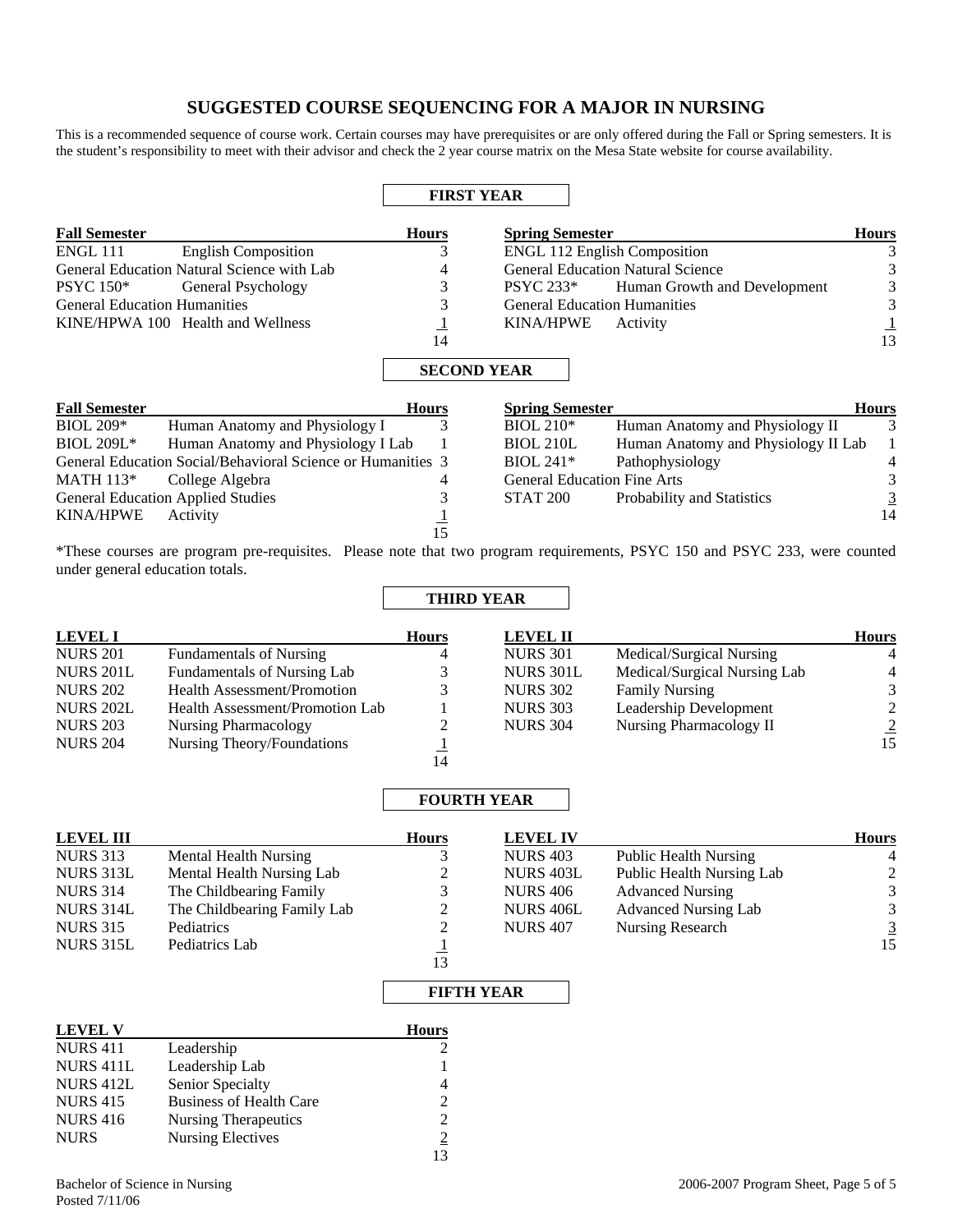# SUGGESTED COURSE SEQUENCING FOR A MAJOR IN NURSING

This is a recommended sequence of course work. Certain courses may have prerequisites or are only offered during the Fall or Spring semesters. It is the student's responsibility to meet with their advisor and check the 2 year course matrix on the Mesa State website for course availability.

## FIRST YEAR

| Fall Semester | | Hours |
|---|---|---|
| ENGL 111 | English Composition | 3 |
| General Education Natural Science with Lab | | 4 |
| PSYC 150* | General Psychology | 3 |
| General Education Humanities | | 3 |
| KINE/HPWA 100 | Health and Wellness | 1 |
| | | 14 |

| Spring Semester | | Hours |
|---|---|---|
| ENGL 112 English Composition | | 3 |
| General Education Natural Science | | 3 |
| PSYC 233* | Human Growth and Development | 3 |
| General Education Humanities | | 3 |
| KINA/HPWE | Activity | 1 |
| | | 13 |

## SECOND YEAR

| Fall Semester | | Hours |
|---|---|---|
| BIOL 209* | Human Anatomy and Physiology I | 3 |
| BIOL 209L* | Human Anatomy and Physiology I Lab | 1 |
| General Education Social/Behavioral Science or Humanities | | 3 |
| MATH 113* | College Algebra | 4 |
| General Education Applied Studies | | 3 |
| KINA/HPWE | Activity | 1 |
| | | 15 |

| Spring Semester | | Hours |
|---|---|---|
| BIOL 210* | Human Anatomy and Physiology II | 3 |
| BIOL 210L | Human Anatomy and Physiology II Lab | 1 |
| BIOL 241* | Pathophysiology | 4 |
| General Education Fine Arts | | 3 |
| STAT 200 | Probability and Statistics | 3 |
| | | 14 |

*These courses are program pre-requisites. Please note that two program requirements, PSYC 150 and PSYC 233, were counted under general education totals.

## THIRD YEAR

| LEVEL I | | Hours |
|---|---|---|
| NURS 201 | Fundamentals of Nursing | 4 |
| NURS 201L | Fundamentals of Nursing Lab | 3 |
| NURS 202 | Health Assessment/Promotion | 3 |
| NURS 202L | Health Assessment/Promotion Lab | 1 |
| NURS 203 | Nursing Pharmacology | 2 |
| NURS 204 | Nursing Theory/Foundations | 1 |
| | | 14 |

| LEVEL II | | Hours |
|---|---|---|
| NURS 301 | Medical/Surgical Nursing | 4 |
| NURS 301L | Medical/Surgical Nursing Lab | 4 |
| NURS 302 | Family Nursing | 3 |
| NURS 303 | Leadership Development | 2 |
| NURS 304 | Nursing Pharmacology II | 2 |
| | | 15 |

## FOURTH YEAR

| LEVEL III | | Hours |
|---|---|---|
| NURS 313 | Mental Health Nursing | 3 |
| NURS 313L | Mental Health Nursing Lab | 2 |
| NURS 314 | The Childbearing Family | 3 |
| NURS 314L | The Childbearing Family Lab | 2 |
| NURS 315 | Pediatrics | 2 |
| NURS 315L | Pediatrics Lab | 1 |
| | | 13 |

| LEVEL IV | | Hours |
|---|---|---|
| NURS 403 | Public Health Nursing | 4 |
| NURS 403L | Public Health Nursing Lab | 2 |
| NURS 406 | Advanced Nursing | 3 |
| NURS 406L | Advanced Nursing Lab | 3 |
| NURS 407 | Nursing Research | 3 |
| | | 15 |

## FIFTH YEAR

| LEVEL V | | Hours |
|---|---|---|
| NURS 411 | Leadership | 2 |
| NURS 411L | Leadership Lab | 1 |
| NURS 412L | Senior Specialty | 4 |
| NURS 415 | Business of Health Care | 2 |
| NURS 416 | Nursing Therapeutics | 2 |
| NURS | Nursing Electives | 2 |
| | | 13 |

Bachelor of Science in Nursing
Posted 7/11/06